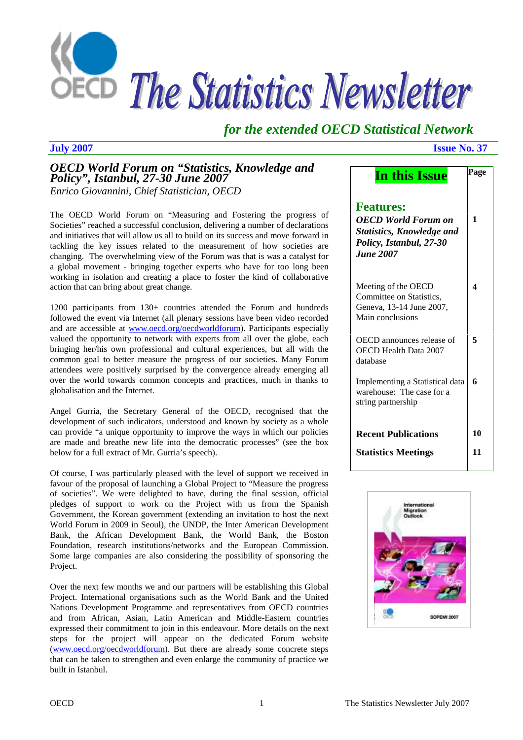# The Statistics Newsletter

*for the extended OECD Statistical Network*

**July 2007** **Issue No. 37**

## *OECD World Forum on "Statistics, Knowledge and Policy", Istanbul, 27-30 June 2007*

*Enrico Giovannini, Chief Statistician, OECD*

The OECD World Forum on "Measuring and Fostering the progress of Societies" reached a successful conclusion, delivering a number of declarations and initiatives that will allow us all to build on its success and move forward in tackling the key issues related to the measurement of how societies are changing. The overwhelming view of the Forum was that is was a catalyst for a global movement - bringing together experts who have for too long been working in isolation and creating a place to foster the kind of collaborative action that can bring about great change.

1200 participants from 130+ countries attended the Forum and hundreds followed the event via Internet (all plenary sessions have been video recorded and are accessible at www.oecd.org/oecdworldforum). Participants especially valued the opportunity to network with experts from all over the globe, each bringing her/his own professional and cultural experiences, but all with the common goal to better measure the progress of our societies. Many Forum attendees were positively surprised by the convergence already emerging all over the world towards common concepts and practices, much in thanks to globalisation and the Internet.

Angel Gurria, the Secretary General of the OECD, recognised that the development of such indicators, understood and known by society as a whole can provide "a unique opportunity to improve the ways in which our policies are made and breathe new life into the democratic processes" (see the box below for a full extract of Mr. Gurria's speech).

Of course, I was particularly pleased with the level of support we received in favour of the proposal of launching a Global Project to "Measure the progress of societies". We were delighted to have, during the final session, official pledges of support to work on the Project with us from the Spanish Government, the Korean government (extending an invitation to host the next World Forum in 2009 in Seoul), the UNDP, the Inter American Development Bank, the African Development Bank, the World Bank, the Boston Foundation, research institutions/networks and the European Commission. Some large companies are also considering the possibility of sponsoring the Project.

Over the next few months we and our partners will be establishing this Global Project. International organisations such as the World Bank and the United Nations Development Programme and representatives from OECD countries and from African, Asian, Latin American and Middle-Eastern countries expressed their commitment to join in this endeavour. More details on the next steps for the project will appear on the dedicated Forum website (www.oecd.org/oecdworldforum). But there are already some concrete steps that can be taken to strengthen and even enlarge the community of practice we built in Istanbul.

| In this Issue | Page |
|---|---|
| **Features:** | |
| ***OECD World Forum on Statistics, Knowledge and Policy, Istanbul, 27-30 June 2007*** | **1** |
| Meeting of the OECD Committee on Statistics, Geneva, 13-14 June 2007, Main conclusions | **4** |
| OECD announces release of OECD Health Data 2007 database | **5** |
| Implementing a Statistical data warehouse: The case for a string partnership | **6** |
| **Recent Publications** | **10** |
| **Statistics Meetings** | **11** |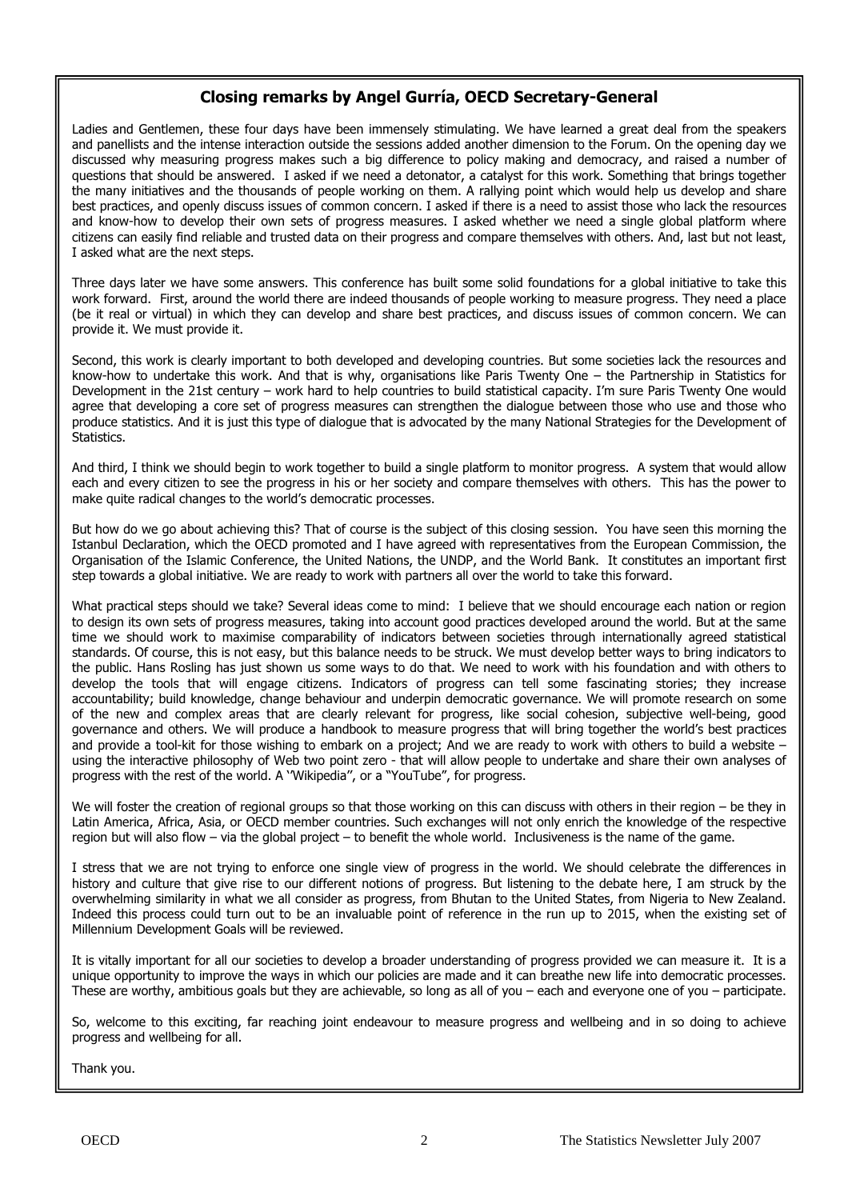## Closing remarks by Angel Gurría, OECD Secretary-General

Ladies and Gentlemen, these four days have been immensely stimulating. We have learned a great deal from the speakers and panellists and the intense interaction outside the sessions added another dimension to the Forum. On the opening day we discussed why measuring progress makes such a big difference to policy making and democracy, and raised a number of questions that should be answered. I asked if we need a detonator, a catalyst for this work. Something that brings together the many initiatives and the thousands of people working on them. A rallying point which would help us develop and share best practices, and openly discuss issues of common concern. I asked if there is a need to assist those who lack the resources and know-how to develop their own sets of progress measures. I asked whether we need a single global platform where citizens can easily find reliable and trusted data on their progress and compare themselves with others. And, last but not least, I asked what are the next steps.

Three days later we have some answers. This conference has built some solid foundations for a global initiative to take this work forward. First, around the world there are indeed thousands of people working to measure progress. They need a place (be it real or virtual) in which they can develop and share best practices, and discuss issues of common concern. We can provide it. We must provide it.

Second, this work is clearly important to both developed and developing countries. But some societies lack the resources and know-how to undertake this work. And that is why, organisations like Paris Twenty One – the Partnership in Statistics for Development in the 21st century – work hard to help countries to build statistical capacity. I'm sure Paris Twenty One would agree that developing a core set of progress measures can strengthen the dialogue between those who use and those who produce statistics. And it is just this type of dialogue that is advocated by the many National Strategies for the Development of Statistics.

And third, I think we should begin to work together to build a single platform to monitor progress. A system that would allow each and every citizen to see the progress in his or her society and compare themselves with others. This has the power to make quite radical changes to the world's democratic processes.

But how do we go about achieving this? That of course is the subject of this closing session. You have seen this morning the Istanbul Declaration, which the OECD promoted and I have agreed with representatives from the European Commission, the Organisation of the Islamic Conference, the United Nations, the UNDP, and the World Bank. It constitutes an important first step towards a global initiative. We are ready to work with partners all over the world to take this forward.

What practical steps should we take? Several ideas come to mind: I believe that we should encourage each nation or region to design its own sets of progress measures, taking into account good practices developed around the world. But at the same time we should work to maximise comparability of indicators between societies through internationally agreed statistical standards. Of course, this is not easy, but this balance needs to be struck. We must develop better ways to bring indicators to the public. Hans Rosling has just shown us some ways to do that. We need to work with his foundation and with others to develop the tools that will engage citizens. Indicators of progress can tell some fascinating stories; they increase accountability; build knowledge, change behaviour and underpin democratic governance. We will promote research on some of the new and complex areas that are clearly relevant for progress, like social cohesion, subjective well-being, good governance and others. We will produce a handbook to measure progress that will bring together the world's best practices and provide a tool-kit for those wishing to embark on a project; And we are ready to work with others to build a website – using the interactive philosophy of Web two point zero - that will allow people to undertake and share their own analyses of progress with the rest of the world. A ''Wikipedia", or a "YouTube", for progress.

We will foster the creation of regional groups so that those working on this can discuss with others in their region – be they in Latin America, Africa, Asia, or OECD member countries. Such exchanges will not only enrich the knowledge of the respective region but will also flow – via the global project – to benefit the whole world. Inclusiveness is the name of the game.

I stress that we are not trying to enforce one single view of progress in the world. We should celebrate the differences in history and culture that give rise to our different notions of progress. But listening to the debate here, I am struck by the overwhelming similarity in what we all consider as progress, from Bhutan to the United States, from Nigeria to New Zealand. Indeed this process could turn out to be an invaluable point of reference in the run up to 2015, when the existing set of Millennium Development Goals will be reviewed.

It is vitally important for all our societies to develop a broader understanding of progress provided we can measure it. It is a unique opportunity to improve the ways in which our policies are made and it can breathe new life into democratic processes. These are worthy, ambitious goals but they are achievable, so long as all of you – each and everyone one of you – participate.

So, welcome to this exciting, far reaching joint endeavour to measure progress and wellbeing and in so doing to achieve progress and wellbeing for all.

Thank you.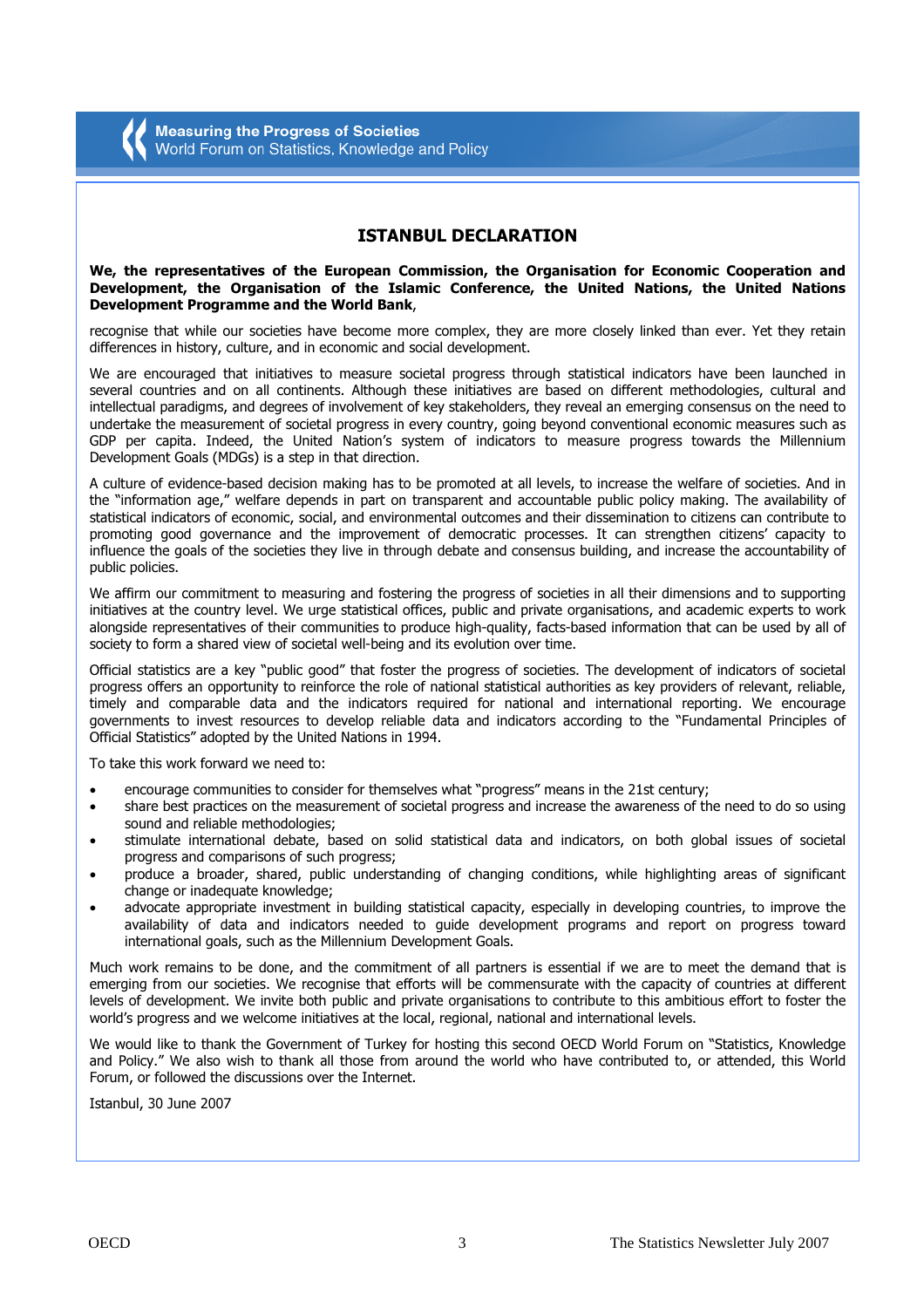Measuring the Progress of Societies
World Forum on Statistics, Knowledge and Policy

## ISTANBUL DECLARATION

**We, the representatives of the European Commission, the Organisation for Economic Cooperation and Development, the Organisation of the Islamic Conference, the United Nations, the United Nations Development Programme and the World Bank**,

recognise that while our societies have become more complex, they are more closely linked than ever. Yet they retain differences in history, culture, and in economic and social development.

We are encouraged that initiatives to measure societal progress through statistical indicators have been launched in several countries and on all continents. Although these initiatives are based on different methodologies, cultural and intellectual paradigms, and degrees of involvement of key stakeholders, they reveal an emerging consensus on the need to undertake the measurement of societal progress in every country, going beyond conventional economic measures such as GDP per capita. Indeed, the United Nation's system of indicators to measure progress towards the Millennium Development Goals (MDGs) is a step in that direction.

A culture of evidence-based decision making has to be promoted at all levels, to increase the welfare of societies. And in the "information age," welfare depends in part on transparent and accountable public policy making. The availability of statistical indicators of economic, social, and environmental outcomes and their dissemination to citizens can contribute to promoting good governance and the improvement of democratic processes. It can strengthen citizens' capacity to influence the goals of the societies they live in through debate and consensus building, and increase the accountability of public policies.

We affirm our commitment to measuring and fostering the progress of societies in all their dimensions and to supporting initiatives at the country level. We urge statistical offices, public and private organisations, and academic experts to work alongside representatives of their communities to produce high-quality, facts-based information that can be used by all of society to form a shared view of societal well-being and its evolution over time.

Official statistics are a key "public good" that foster the progress of societies. The development of indicators of societal progress offers an opportunity to reinforce the role of national statistical authorities as key providers of relevant, reliable, timely and comparable data and the indicators required for national and international reporting. We encourage governments to invest resources to develop reliable data and indicators according to the "Fundamental Principles of Official Statistics" adopted by the United Nations in 1994.

To take this work forward we need to:

- encourage communities to consider for themselves what "progress" means in the 21st century;
- share best practices on the measurement of societal progress and increase the awareness of the need to do so using sound and reliable methodologies;
- stimulate international debate, based on solid statistical data and indicators, on both global issues of societal progress and comparisons of such progress;
- produce a broader, shared, public understanding of changing conditions, while highlighting areas of significant change or inadequate knowledge;
- advocate appropriate investment in building statistical capacity, especially in developing countries, to improve the availability of data and indicators needed to guide development programs and report on progress toward international goals, such as the Millennium Development Goals.

Much work remains to be done, and the commitment of all partners is essential if we are to meet the demand that is emerging from our societies. We recognise that efforts will be commensurate with the capacity of countries at different levels of development. We invite both public and private organisations to contribute to this ambitious effort to foster the world's progress and we welcome initiatives at the local, regional, national and international levels.

We would like to thank the Government of Turkey for hosting this second OECD World Forum on "Statistics, Knowledge and Policy." We also wish to thank all those from around the world who have contributed to, or attended, this World Forum, or followed the discussions over the Internet.

Istanbul, 30 June 2007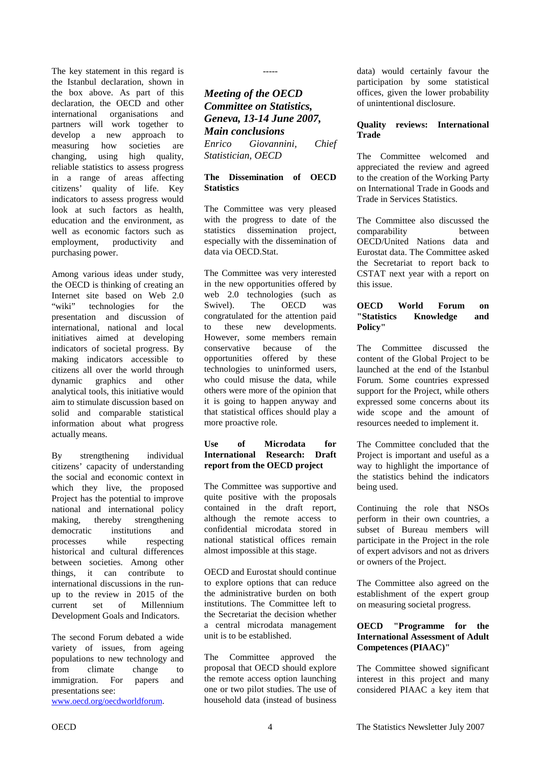The key statement in this regard is the Istanbul declaration, shown in the box above. As part of this declaration, the OECD and other international organisations and partners will work together to develop a new approach to measuring how societies are changing, using high quality, reliable statistics to assess progress in a range of areas affecting citizens' quality of life. Key indicators to assess progress would look at such factors as health, education and the environment, as well as economic factors such as employment, productivity and purchasing power.

Among various ideas under study, the OECD is thinking of creating an Internet site based on Web 2.0 "wiki" technologies for the presentation and discussion of international, national and local initiatives aimed at developing indicators of societal progress. By making indicators accessible to citizens all over the world through dynamic graphics and other analytical tools, this initiative would aim to stimulate discussion based on solid and comparable statistical information about what progress actually means.

By strengthening individual citizens' capacity of understanding the social and economic context in which they live, the proposed Project has the potential to improve national and international policy making, thereby strengthening democratic institutions and processes while respecting historical and cultural differences between societies. Among other things, it can contribute to international discussions in the run-up to the review in 2015 of the current set of Millennium Development Goals and Indicators.

The second Forum debated a wide variety of issues, from ageing populations to new technology and from climate change to immigration. For papers and presentations see: www.oecd.org/oecdworldforum.

-----

## *Meeting of the OECD Committee on Statistics, Geneva, 13-14 June 2007, Main conclusions*

*Enrico Giovannini, Chief Statistician, OECD*

**The Dissemination of OECD Statistics**

The Committee was very pleased with the progress to date of the statistics dissemination project, especially with the dissemination of data via OECD.Stat.

The Committee was very interested in the new opportunities offered by web 2.0 technologies (such as Swivel). The OECD was congratulated for the attention paid to these new developments. However, some members remain conservative because of the opportunities offered by these technologies to uninformed users, who could misuse the data, while others were more of the opinion that it is going to happen anyway and that statistical offices should play a more proactive role.

**Use of Microdata for International Research: Draft report from the OECD project**

The Committee was supportive and quite positive with the proposals contained in the draft report, although the remote access to confidential microdata stored in national statistical offices remain almost impossible at this stage.

OECD and Eurostat should continue to explore options that can reduce the administrative burden on both institutions. The Committee left to the Secretariat the decision whether a central microdata management unit is to be established.

The Committee approved the proposal that OECD should explore the remote access option launching one or two pilot studies. The use of household data (instead of business data) would certainly favour the participation by some statistical offices, given the lower probability of unintentional disclosure.

**Quality reviews: International Trade**

The Committee welcomed and appreciated the review and agreed to the creation of the Working Party on International Trade in Goods and Trade in Services Statistics.

The Committee also discussed the comparability between OECD/United Nations data and Eurostat data. The Committee asked the Secretariat to report back to CSTAT next year with a report on this issue.

**OECD World Forum on "Statistics Knowledge and Policy"**

The Committee discussed the content of the Global Project to be launched at the end of the Istanbul Forum. Some countries expressed support for the Project, while others expressed some concerns about its wide scope and the amount of resources needed to implement it.

The Committee concluded that the Project is important and useful as a way to highlight the importance of the statistics behind the indicators being used.

Continuing the role that NSOs perform in their own countries, a subset of Bureau members will participate in the Project in the role of expert advisors and not as drivers or owners of the Project.

The Committee also agreed on the establishment of the expert group on measuring societal progress.

**OECD "Programme for the International Assessment of Adult Competences (PIAAC)"**

The Committee showed significant interest in this project and many considered PIAAC a key item that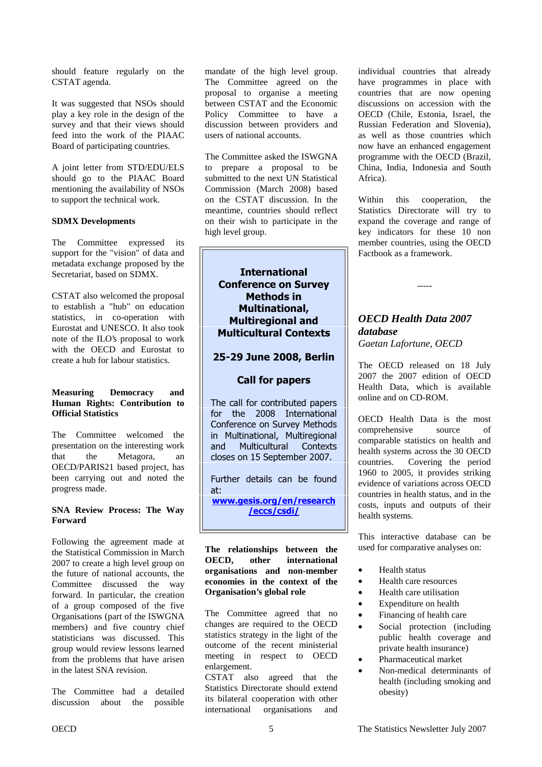should feature regularly on the CSTAT agenda.

It was suggested that NSOs should play a key role in the design of the survey and that their views should feed into the work of the PIAAC Board of participating countries.

A joint letter from STD/EDU/ELS should go to the PIAAC Board mentioning the availability of NSOs to support the technical work.

**SDMX Developments**

The Committee expressed its support for the "vision" of data and metadata exchange proposed by the Secretariat, based on SDMX.

CSTAT also welcomed the proposal to establish a "hub" on education statistics, in co-operation with Eurostat and UNESCO. It also took note of the ILO's proposal to work with the OECD and Eurostat to create a hub for labour statistics.

**Measuring Democracy and Human Rights: Contribution to Official Statistics**

The Committee welcomed the presentation on the interesting work that the Metagora, an OECD/PARIS21 based project, has been carrying out and noted the progress made.

**SNA Review Process: The Way Forward**

Following the agreement made at the Statistical Commission in March 2007 to create a high level group on the future of national accounts, the Committee discussed the way forward. In particular, the creation of a group composed of the five Organisations (part of the ISWGNA members) and five country chief statisticians was discussed. This group would review lessons learned from the problems that have arisen in the latest SNA revision.

The Committee had a detailed discussion about the possible mandate of the high level group. The Committee agreed on the proposal to organise a meeting between CSTAT and the Economic Policy Committee to have a discussion between providers and users of national accounts.

The Committee asked the ISWGNA to prepare a proposal to be submitted to the next UN Statistical Commission (March 2008) based on the CSTAT discussion. In the meantime, countries should reflect on their wish to participate in the high level group.

> **International Conference on Survey Methods in Multinational, Multiregional and Multicultural Contexts**
>
> **25-29 June 2008, Berlin**
>
> **Call for papers**
>
> The call for contributed papers for the 2008 International Conference on Survey Methods in Multinational, Multiregional and Multicultural Contexts closes on 15 September 2007.
>
> Further details can be found at: **www.gesis.org/en/research/eccs/csdi/**

**The relationships between the OECD, other international organisations and non-member economies in the context of the Organisation's global role**

The Committee agreed that no changes are required to the OECD statistics strategy in the light of the outcome of the recent ministerial meeting in respect to OECD enlargement.
CSTAT also agreed that the Statistics Directorate should extend its bilateral cooperation with other international organisations and individual countries that already have programmes in place with countries that are now opening discussions on accession with the OECD (Chile, Estonia, Israel, the Russian Federation and Slovenia), as well as those countries which now have an enhanced engagement programme with the OECD (Brazil, China, India, Indonesia and South Africa).

Within this cooperation, the Statistics Directorate will try to expand the coverage and range of key indicators for these 10 non member countries, using the OECD Factbook as a framework.

-----

## *OECD Health Data 2007 database*

*Gaetan Lafortune, OECD*

The OECD released on 18 July 2007 the 2007 edition of OECD Health Data, which is available online and on CD-ROM.

OECD Health Data is the most comprehensive source of comparable statistics on health and health systems across the 30 OECD countries. Covering the period 1960 to 2005, it provides striking evidence of variations across OECD countries in health status, and in the costs, inputs and outputs of their health systems.

This interactive database can be used for comparative analyses on:

- Health status
- Health care resources
- Health care utilisation
- Expenditure on health
- Financing of health care
- Social protection (including public health coverage and private health insurance)
- Pharmaceutical market
- Non-medical determinants of health (including smoking and obesity)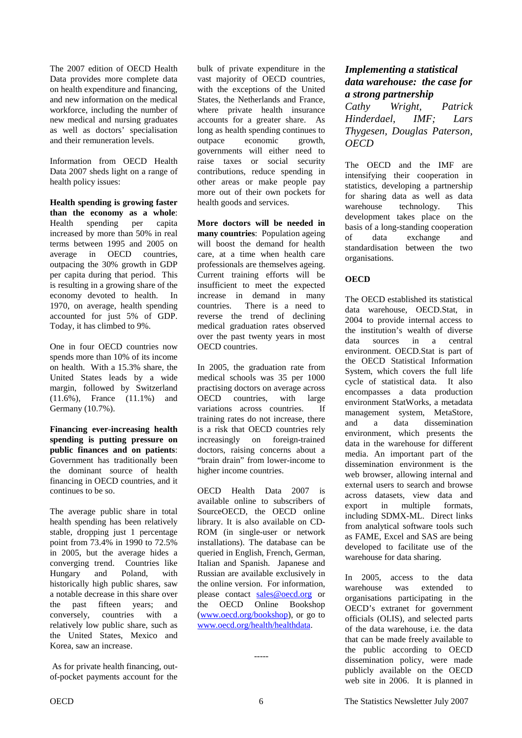The 2007 edition of OECD Health Data provides more complete data on health expenditure and financing, and new information on the medical workforce, including the number of new medical and nursing graduates as well as doctors' specialisation and their remuneration levels.

Information from OECD Health Data 2007 sheds light on a range of health policy issues:

**Health spending is growing faster than the economy as a whole**: Health spending per capita increased by more than 50% in real terms between 1995 and 2005 on average in OECD countries, outpacing the 30% growth in GDP per capita during that period. This is resulting in a growing share of the economy devoted to health. In 1970, on average, health spending accounted for just 5% of GDP. Today, it has climbed to 9%.

One in four OECD countries now spends more than 10% of its income on health. With a 15.3% share, the United States leads by a wide margin, followed by Switzerland (11.6%), France (11.1%) and Germany (10.7%).

**Financing ever-increasing health spending is putting pressure on public finances and on patients**: Government has traditionally been the dominant source of health financing in OECD countries, and it continues to be so.

The average public share in total health spending has been relatively stable, dropping just 1 percentage point from 73.4% in 1990 to 72.5% in 2005, but the average hides a converging trend. Countries like Hungary and Poland, with historically high public shares, saw a notable decrease in this share over the past fifteen years; and conversely, countries with a relatively low public share, such as the United States, Mexico and Korea, saw an increase.

As for private health financing, out-of-pocket payments account for the bulk of private expenditure in the vast majority of OECD countries, with the exceptions of the United States, the Netherlands and France, where private health insurance accounts for a greater share. As long as health spending continues to outpace economic growth, governments will either need to raise taxes or social security contributions, reduce spending in other areas or make people pay more out of their own pockets for health goods and services.

**More doctors will be needed in many countries**: Population ageing will boost the demand for health care, at a time when health care professionals are themselves ageing. Current training efforts will be insufficient to meet the expected increase in demand in many countries. There is a need to reverse the trend of declining medical graduation rates observed over the past twenty years in most OECD countries.

In 2005, the graduation rate from medical schools was 35 per 1000 practising doctors on average across OECD countries, with large variations across countries. If training rates do not increase, there is a risk that OECD countries rely increasingly on foreign-trained doctors, raising concerns about a "brain drain" from lower-income to higher income countries.

OECD Health Data 2007 is available online to subscribers of SourceOECD, the OECD online library. It is also available on CD-ROM (in single-user or network installations). The database can be queried in English, French, German, Italian and Spanish. Japanese and Russian are available exclusively in the online version. For information, please contact sales@oecd.org or the OECD Online Bookshop (www.oecd.org/bookshop), or go to www.oecd.org/health/healthdata.

-----

## *Implementing a statistical data warehouse: the case for a strong partnership*

*Cathy Wright, Patrick Hinderdael, IMF; Lars Thygesen, Douglas Paterson, OECD*

The OECD and the IMF are intensifying their cooperation in statistics, developing a partnership for sharing data as well as data warehouse technology. This development takes place on the basis of a long-standing cooperation of data exchange and standardisation between the two organisations.

**OECD**

The OECD established its statistical data warehouse, OECD.Stat, in 2004 to provide internal access to the institution's wealth of diverse data sources in a central environment. OECD.Stat is part of the OECD Statistical Information System, which covers the full life cycle of statistical data. It also encompasses a data production environment StatWorks, a metadata management system, MetaStore, and a data dissemination environment, which presents the data in the warehouse for different media. An important part of the dissemination environment is the web browser, allowing internal and external users to search and browse across datasets, view data and export in multiple formats, including SDMX-ML. Direct links from analytical software tools such as FAME, Excel and SAS are being developed to facilitate use of the warehouse for data sharing.

In 2005, access to the data warehouse was extended to organisations participating in the OECD's extranet for government officials (OLIS), and selected parts of the data warehouse, i.e. the data that can be made freely available to the public according to OECD dissemination policy, were made publicly available on the OECD web site in 2006. It is planned in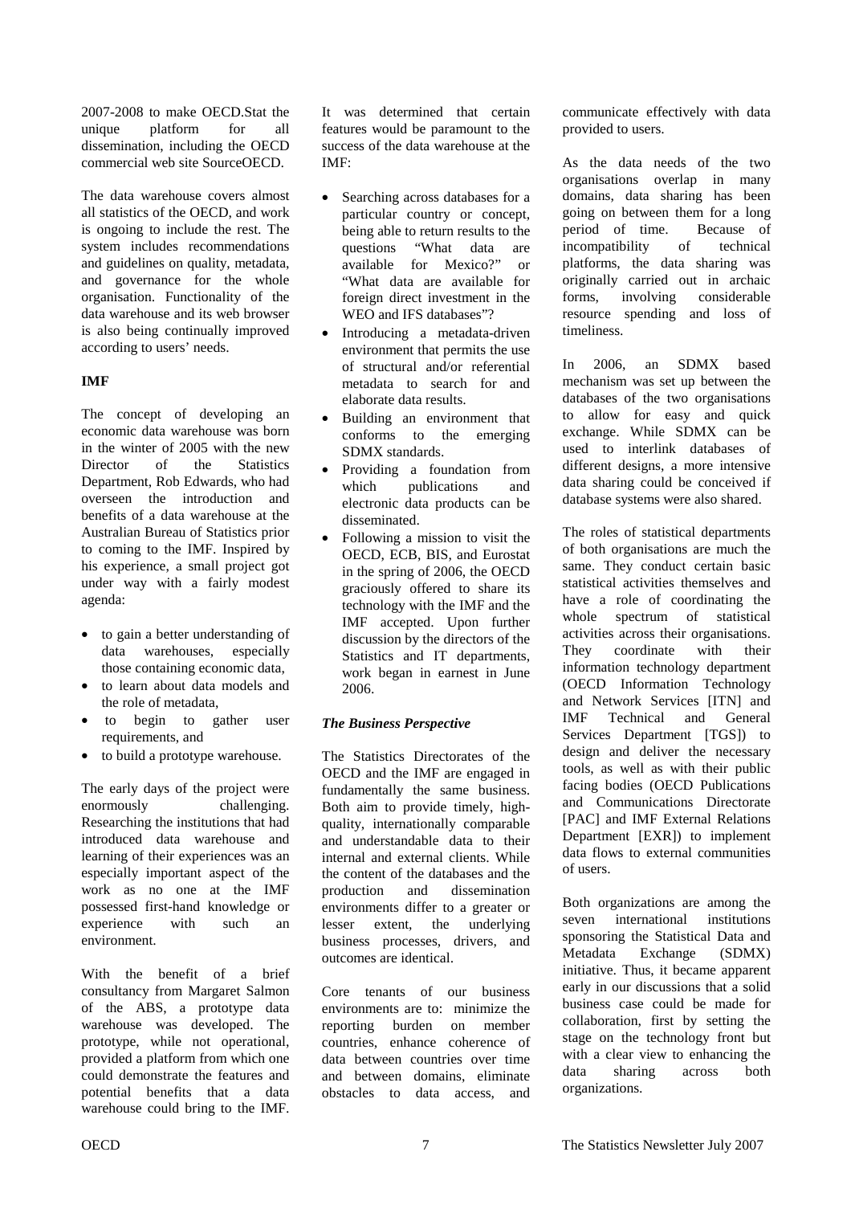2007-2008 to make OECD.Stat the unique platform for all dissemination, including the OECD commercial web site SourceOECD.

The data warehouse covers almost all statistics of the OECD, and work is ongoing to include the rest. The system includes recommendations and guidelines on quality, metadata, and governance for the whole organisation. Functionality of the data warehouse and its web browser is also being continually improved according to users' needs.

**IMF**

The concept of developing an economic data warehouse was born in the winter of 2005 with the new Director of the Statistics Department, Rob Edwards, who had overseen the introduction and benefits of a data warehouse at the Australian Bureau of Statistics prior to coming to the IMF. Inspired by his experience, a small project got under way with a fairly modest agenda:

- to gain a better understanding of data warehouses, especially those containing economic data,
- to learn about data models and the role of metadata,
- to begin to gather user requirements, and
- to build a prototype warehouse.

The early days of the project were enormously challenging. Researching the institutions that had introduced data warehouse and learning of their experiences was an especially important aspect of the work as no one at the IMF possessed first-hand knowledge or experience with such an environment.

With the benefit of a brief consultancy from Margaret Salmon of the ABS, a prototype data warehouse was developed. The prototype, while not operational, provided a platform from which one could demonstrate the features and potential benefits that a data warehouse could bring to the IMF.

It was determined that certain features would be paramount to the success of the data warehouse at the IMF:

- Searching across databases for a particular country or concept, being able to return results to the questions "What data are available for Mexico?" or "What data are available for foreign direct investment in the WEO and IFS databases"?
- Introducing a metadata-driven environment that permits the use of structural and/or referential metadata to search for and elaborate data results.
- Building an environment that conforms to the emerging SDMX standards.
- Providing a foundation from which publications and electronic data products can be disseminated.
- Following a mission to visit the OECD, ECB, BIS, and Eurostat in the spring of 2006, the OECD graciously offered to share its technology with the IMF and the IMF accepted. Upon further discussion by the directors of the Statistics and IT departments, work began in earnest in June 2006.

***The Business Perspective***

The Statistics Directorates of the OECD and the IMF are engaged in fundamentally the same business. Both aim to provide timely, high-quality, internationally comparable and understandable data to their internal and external clients. While the content of the databases and the production and dissemination environments differ to a greater or lesser extent, the underlying business processes, drivers, and outcomes are identical.

Core tenants of our business environments are to: minimize the reporting burden on member countries, enhance coherence of data between countries over time and between domains, eliminate obstacles to data access, and communicate effectively with data provided to users.

As the data needs of the two organisations overlap in many domains, data sharing has been going on between them for a long period of time. Because of incompatibility of technical platforms, the data sharing was originally carried out in archaic forms, involving considerable resource spending and loss of timeliness.

In 2006, an SDMX based mechanism was set up between the databases of the two organisations to allow for easy and quick exchange. While SDMX can be used to interlink databases of different designs, a more intensive data sharing could be conceived if database systems were also shared.

The roles of statistical departments of both organisations are much the same. They conduct certain basic statistical activities themselves and have a role of coordinating the whole spectrum of statistical activities across their organisations. They coordinate with their information technology department (OECD Information Technology and Network Services [ITN] and IMF Technical and General Services Department [TGS]) to design and deliver the necessary tools, as well as with their public facing bodies (OECD Publications and Communications Directorate [PAC] and IMF External Relations Department [EXR]) to implement data flows to external communities of users.

Both organizations are among the seven international institutions sponsoring the Statistical Data and Metadata Exchange (SDMX) initiative. Thus, it became apparent early in our discussions that a solid business case could be made for collaboration, first by setting the stage on the technology front but with a clear view to enhancing the data sharing across both organizations.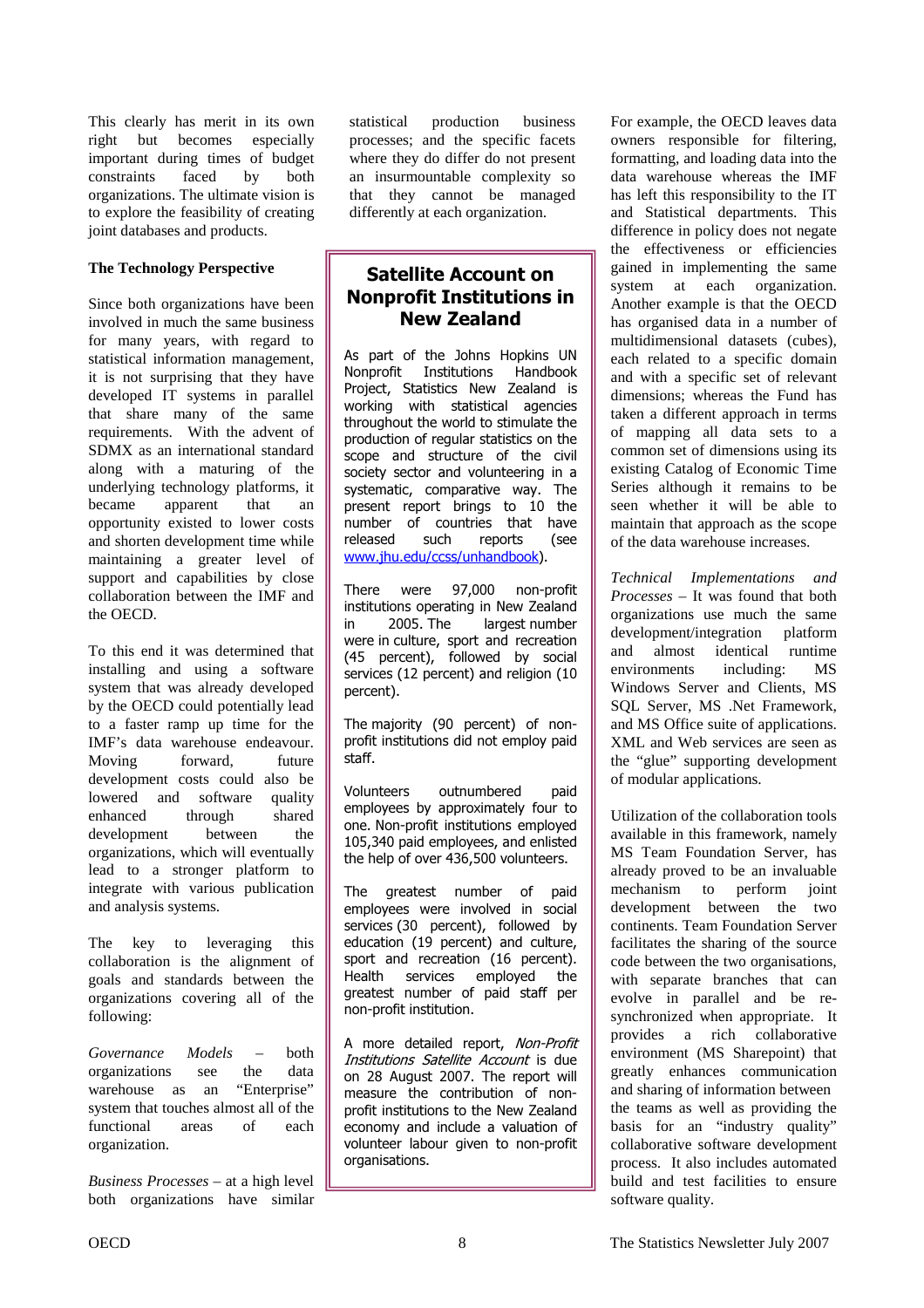This clearly has merit in its own right but becomes especially important during times of budget constraints faced by both organizations. The ultimate vision is to explore the feasibility of creating joint databases and products.

**The Technology Perspective**

Since both organizations have been involved in much the same business for many years, with regard to statistical information management, it is not surprising that they have developed IT systems in parallel that share many of the same requirements. With the advent of SDMX as an international standard along with a maturing of the underlying technology platforms, it became apparent that an opportunity existed to lower costs and shorten development time while maintaining a greater level of support and capabilities by close collaboration between the IMF and the OECD.

To this end it was determined that installing and using a software system that was already developed by the OECD could potentially lead to a faster ramp up time for the IMF's data warehouse endeavour. Moving forward, future development costs could also be lowered and software quality enhanced through shared development between the organizations, which will eventually lead to a stronger platform to integrate with various publication and analysis systems.

The key to leveraging this collaboration is the alignment of goals and standards between the organizations covering all of the following:

*Governance Models* – both organizations see the data warehouse as an "Enterprise" system that touches almost all of the functional areas of each organization.

*Business Processes* – at a high level both organizations have similar statistical production business processes; and the specific facets where they do differ do not present an insurmountable complexity so that they cannot be managed differently at each organization.

For example, the OECD leaves data owners responsible for filtering, formatting, and loading data into the data warehouse whereas the IMF has left this responsibility to the IT and Statistical departments. This difference in policy does not negate the effectiveness or efficiencies gained in implementing the same system at each organization. Another example is that the OECD has organised data in a number of multidimensional datasets (cubes), each related to a specific domain and with a specific set of relevant dimensions; whereas the Fund has taken a different approach in terms of mapping all data sets to a common set of dimensions using its existing Catalog of Economic Time Series although it remains to be seen whether it will be able to maintain that approach as the scope of the data warehouse increases.

*Technical Implementations and Processes* – It was found that both organizations use much the same development/integration platform and almost identical runtime environments including: MS Windows Server and Clients, MS SQL Server, MS .Net Framework, and MS Office suite of applications. XML and Web services are seen as the "glue" supporting development of modular applications.

Utilization of the collaboration tools available in this framework, namely MS Team Foundation Server, has already proved to be an invaluable mechanism to perform joint development between the two continents. Team Foundation Server facilitates the sharing of the source code between the two organisations, with separate branches that can evolve in parallel and be re-synchronized when appropriate. It provides a rich collaborative environment (MS Sharepoint) that greatly enhances communication and sharing of information between the teams as well as providing the basis for an "industry quality" collaborative software development process. It also includes automated build and test facilities to ensure software quality.

## Satellite Account on Nonprofit Institutions in New Zealand

As part of the Johns Hopkins UN Nonprofit Institutions Handbook Project, Statistics New Zealand is working with statistical agencies throughout the world to stimulate the production of regular statistics on the scope and structure of the civil society sector and volunteering in a systematic, comparative way. The present report brings to 10 the number of countries that have released such reports (see www.jhu.edu/ccss/unhandbook).

There were 97,000 non-profit institutions operating in New Zealand in 2005. The largest number were in culture, sport and recreation (45 percent), followed by social services (12 percent) and religion (10 percent).

The majority (90 percent) of non-profit institutions did not employ paid staff.

Volunteers outnumbered paid employees by approximately four to one. Non-profit institutions employed 105,340 paid employees, and enlisted the help of over 436,500 volunteers.

The greatest number of paid employees were involved in social services (30 percent), followed by education (19 percent) and culture, sport and recreation (16 percent). Health services employed the greatest number of paid staff per non-profit institution.

A more detailed report, *Non-Profit Institutions Satellite Account* is due on 28 August 2007. The report will measure the contribution of non-profit institutions to the New Zealand economy and include a valuation of volunteer labour given to non-profit organisations.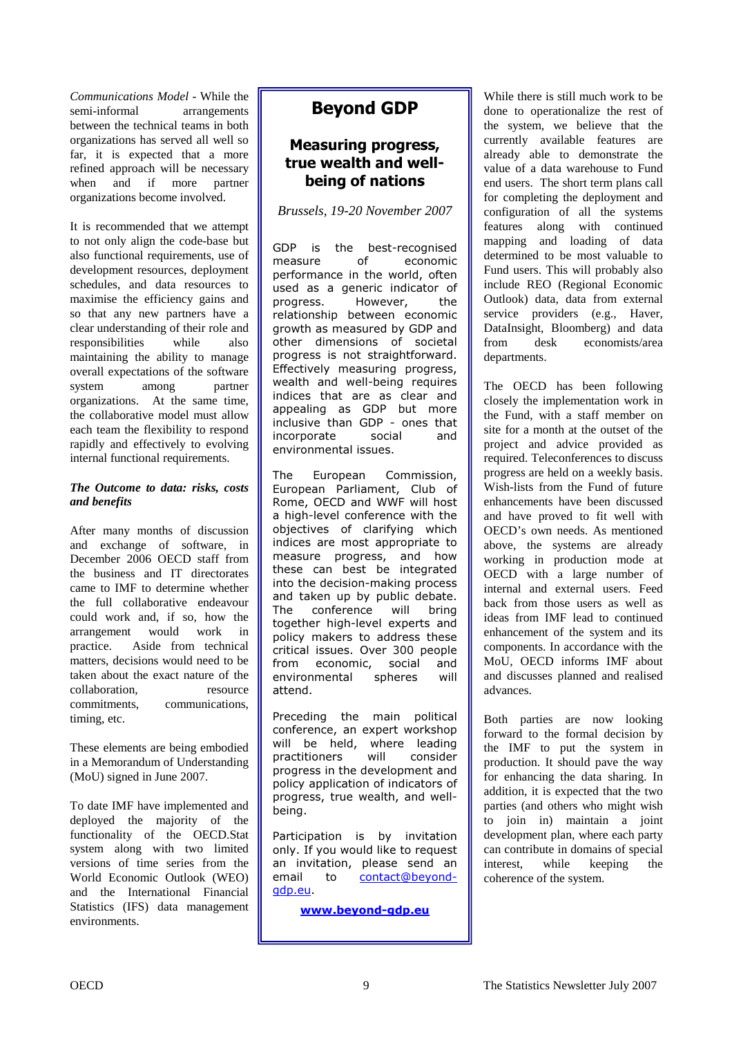*Communications Model* - While the semi-informal arrangements between the technical teams in both organizations has served all well so far, it is expected that a more refined approach will be necessary when and if more partner organizations become involved.

It is recommended that we attempt to not only align the code-base but also functional requirements, use of development resources, deployment schedules, and data resources to maximise the efficiency gains and so that any new partners have a clear understanding of their role and responsibilities while also maintaining the ability to manage overall expectations of the software system among partner organizations. At the same time, the collaborative model must allow each team the flexibility to respond rapidly and effectively to evolving internal functional requirements.

***The Outcome to data: risks, costs and benefits***

After many months of discussion and exchange of software, in December 2006 OECD staff from the business and IT directorates came to IMF to determine whether the full collaborative endeavour could work and, if so, how the arrangement would work in practice. Aside from technical matters, decisions would need to be taken about the exact nature of the collaboration, resource commitments, communications, timing, etc.

These elements are being embodied in a Memorandum of Understanding (MoU) signed in June 2007.

To date IMF have implemented and deployed the majority of the functionality of the OECD.Stat system along with two limited versions of time series from the World Economic Outlook (WEO) and the International Financial Statistics (IFS) data management environments.

# Beyond GDP

## Measuring progress, true wealth and well-being of nations

*Brussels, 19-20 November 2007*

GDP is the best-recognised measure of economic performance in the world, often used as a generic indicator of progress. However, the relationship between economic growth as measured by GDP and other dimensions of societal progress is not straightforward. Effectively measuring progress, wealth and well-being requires indices that are as clear and appealing as GDP but more inclusive than GDP - ones that incorporate social and environmental issues.

The European Commission, European Parliament, Club of Rome, OECD and WWF will host a high-level conference with the objectives of clarifying which indices are most appropriate to measure progress, and how these can best be integrated into the decision-making process and taken up by public debate. The conference will bring together high-level experts and policy makers to address these critical issues. Over 300 people from economic, social and environmental spheres will attend.

Preceding the main political conference, an expert workshop will be held, where leading practitioners will consider progress in the development and policy application of indicators of progress, true wealth, and well-being.

Participation is by invitation only. If you would like to request an invitation, please send an email to contact@beyond-gdp.eu.

**www.beyond-gdp.eu**

While there is still much work to be done to operationalize the rest of the system, we believe that the currently available features are already able to demonstrate the value of a data warehouse to Fund end users. The short term plans call for completing the deployment and configuration of all the systems features along with continued mapping and loading of data determined to be most valuable to Fund users. This will probably also include REO (Regional Economic Outlook) data, data from external service providers (e.g., Haver, DataInsight, Bloomberg) and data from desk economists/area departments.

The OECD has been following closely the implementation work in the Fund, with a staff member on site for a month at the outset of the project and advice provided as required. Teleconferences to discuss progress are held on a weekly basis. Wish-lists from the Fund of future enhancements have been discussed and have proved to fit well with OECD's own needs. As mentioned above, the systems are already working in production mode at OECD with a large number of internal and external users. Feed back from those users as well as ideas from IMF lead to continued enhancement of the system and its components. In accordance with the MoU, OECD informs IMF about and discusses planned and realised advances.

Both parties are now looking forward to the formal decision by the IMF to put the system in production. It should pave the way for enhancing the data sharing. In addition, it is expected that the two parties (and others who might wish to join in) maintain a joint development plan, where each party can contribute in domains of special interest, while keeping the coherence of the system.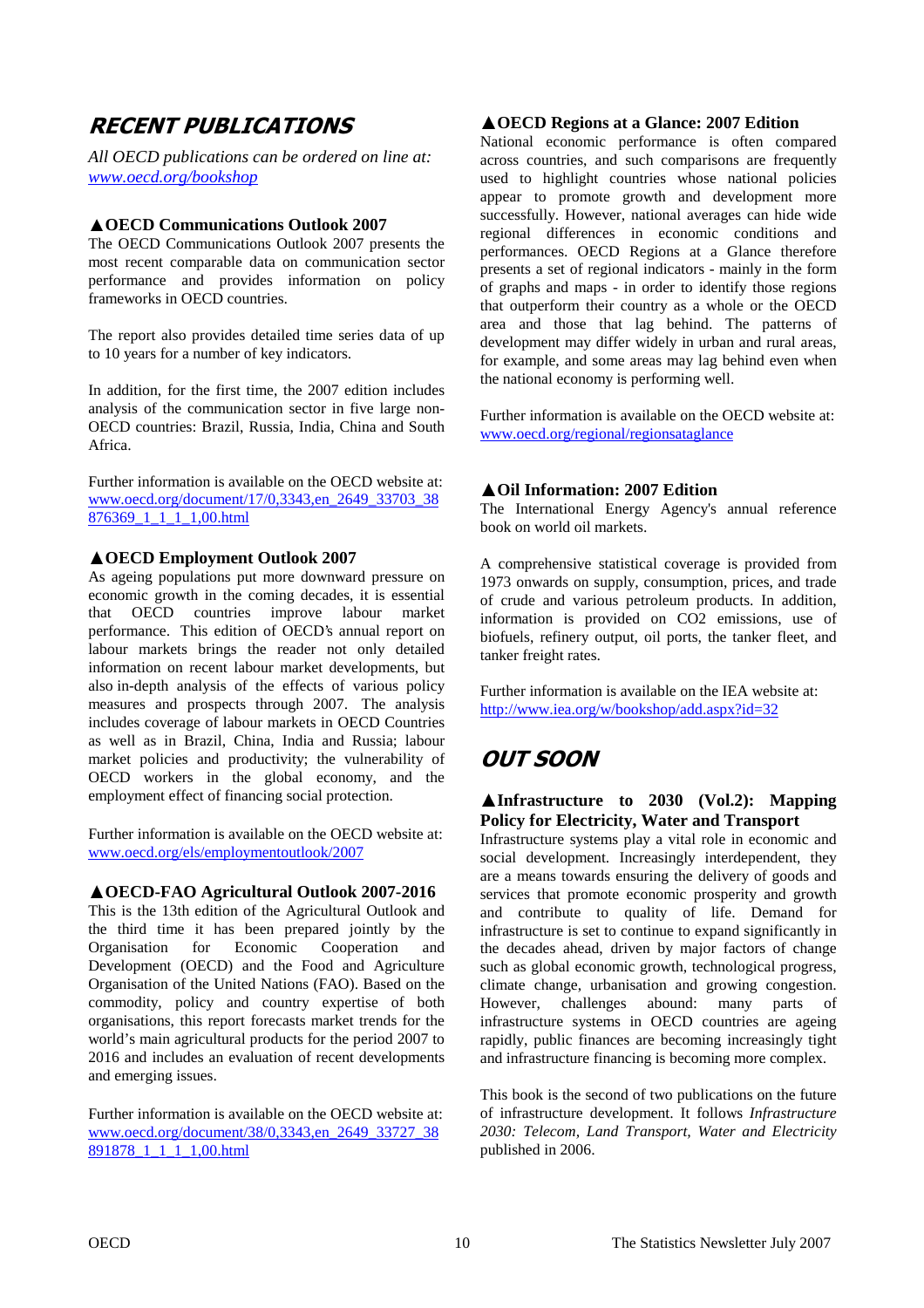## RECENT PUBLICATIONS

*All OECD publications can be ordered on line at:* *www.oecd.org/bookshop*

### ▲OECD Communications Outlook 2007

The OECD Communications Outlook 2007 presents the most recent comparable data on communication sector performance and provides information on policy frameworks in OECD countries.

The report also provides detailed time series data of up to 10 years for a number of key indicators.

In addition, for the first time, the 2007 edition includes analysis of the communication sector in five large non-OECD countries: Brazil, Russia, India, China and South Africa.

Further information is available on the OECD website at: www.oecd.org/document/17/0,3343,en_2649_33703_38876369_1_1_1_1,00.html

### ▲OECD Employment Outlook 2007

As ageing populations put more downward pressure on economic growth in the coming decades, it is essential that OECD countries improve labour market performance. This edition of OECD's annual report on labour markets brings the reader not only detailed information on recent labour market developments, but also in-depth analysis of the effects of various policy measures and prospects through 2007. The analysis includes coverage of labour markets in OECD Countries as well as in Brazil, China, India and Russia; labour market policies and productivity; the vulnerability of OECD workers in the global economy, and the employment effect of financing social protection.

Further information is available on the OECD website at: www.oecd.org/els/employmentoutlook/2007

### ▲OECD-FAO Agricultural Outlook 2007-2016

This is the 13th edition of the Agricultural Outlook and the third time it has been prepared jointly by the Organisation for Economic Cooperation and Development (OECD) and the Food and Agriculture Organisation of the United Nations (FAO). Based on the commodity, policy and country expertise of both organisations, this report forecasts market trends for the world's main agricultural products for the period 2007 to 2016 and includes an evaluation of recent developments and emerging issues.

Further information is available on the OECD website at: www.oecd.org/document/38/0,3343,en_2649_33727_38891878_1_1_1_1,00.html

### ▲OECD Regions at a Glance: 2007 Edition

National economic performance is often compared across countries, and such comparisons are frequently used to highlight countries whose national policies appear to promote growth and development more successfully. However, national averages can hide wide regional differences in economic conditions and performances. OECD Regions at a Glance therefore presents a set of regional indicators - mainly in the form of graphs and maps - in order to identify those regions that outperform their country as a whole or the OECD area and those that lag behind. The patterns of development may differ widely in urban and rural areas, for example, and some areas may lag behind even when the national economy is performing well.

Further information is available on the OECD website at: www.oecd.org/regional/regionsataglance

### ▲Oil Information: 2007 Edition

The International Energy Agency's annual reference book on world oil markets.

A comprehensive statistical coverage is provided from 1973 onwards on supply, consumption, prices, and trade of crude and various petroleum products. In addition, information is provided on $CO_2$ emissions, use of biofuels, refinery output, oil ports, the tanker fleet, and tanker freight rates.

Further information is available on the IEA website at: http://www.iea.org/w/bookshop/add.aspx?id=32

## OUT SOON

### ▲Infrastructure to 2030 (Vol.2): Mapping Policy for Electricity, Water and Transport

Infrastructure systems play a vital role in economic and social development. Increasingly interdependent, they are a means towards ensuring the delivery of goods and services that promote economic prosperity and growth and contribute to quality of life. Demand for infrastructure is set to continue to expand significantly in the decades ahead, driven by major factors of change such as global economic growth, technological progress, climate change, urbanisation and growing congestion. However, challenges abound: many parts of infrastructure systems in OECD countries are ageing rapidly, public finances are becoming increasingly tight and infrastructure financing is becoming more complex.

This book is the second of two publications on the future of infrastructure development. It follows *Infrastructure 2030: Telecom, Land Transport, Water and Electricity* published in 2006.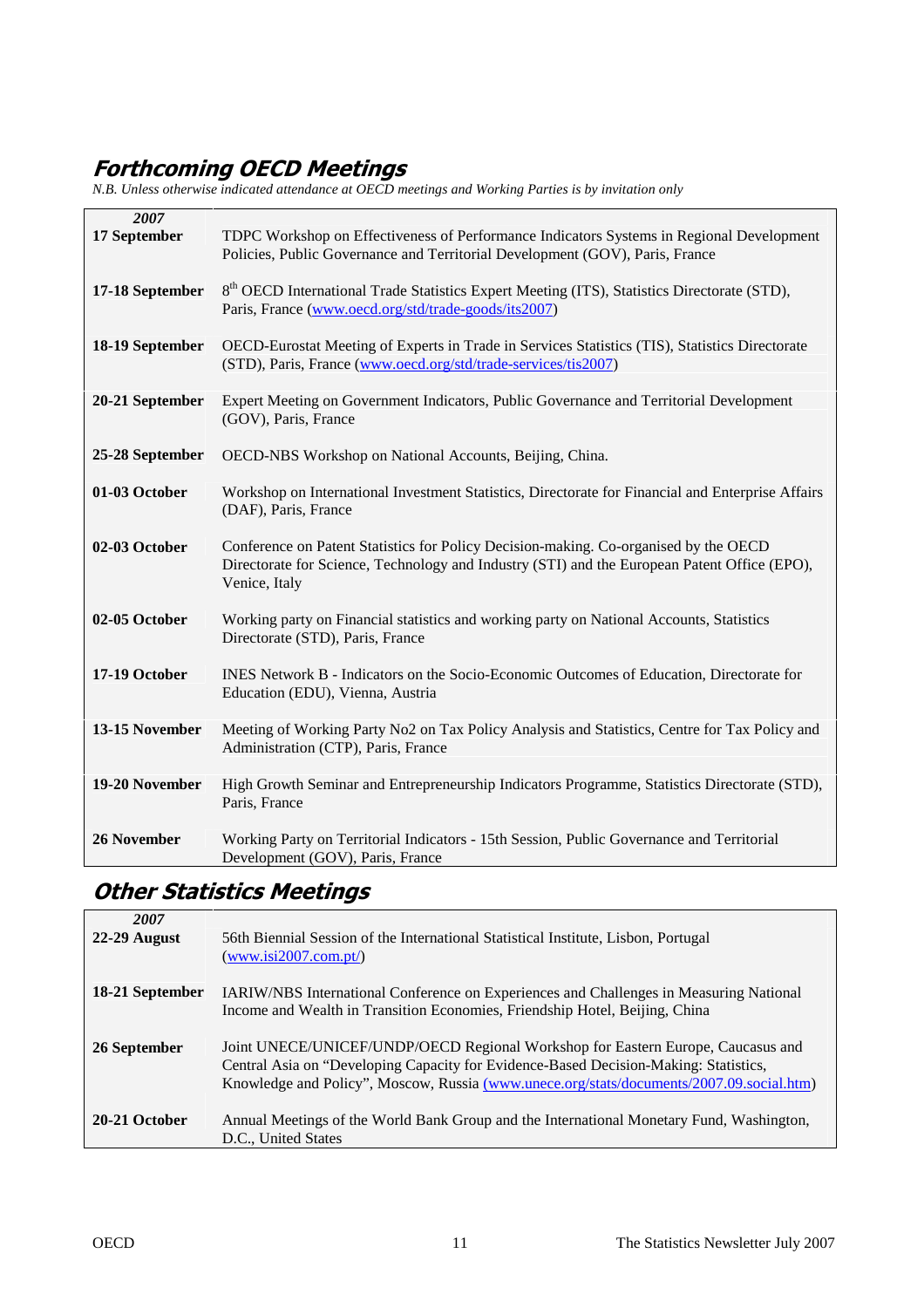## Forthcoming OECD Meetings

*N.B. Unless otherwise indicated attendance at OECD meetings and Working Parties is by invitation only*

| 2007 | |
|---|---|
| **17 September** | TDPC Workshop on Effectiveness of Performance Indicators Systems in Regional Development Policies, Public Governance and Territorial Development (GOV), Paris, France |
| **17-18 September** | 8th OECD International Trade Statistics Expert Meeting (ITS), Statistics Directorate (STD), Paris, France (www.oecd.org/std/trade-goods/its2007) |
| **18-19 September** | OECD-Eurostat Meeting of Experts in Trade in Services Statistics (TIS), Statistics Directorate (STD), Paris, France (www.oecd.org/std/trade-services/tis2007) |
| **20-21 September** | Expert Meeting on Government Indicators, Public Governance and Territorial Development (GOV), Paris, France |
| **25-28 September** | OECD-NBS Workshop on National Accounts, Beijing, China. |
| **01-03 October** | Workshop on International Investment Statistics, Directorate for Financial and Enterprise Affairs (DAF), Paris, France |
| **02-03 October** | Conference on Patent Statistics for Policy Decision-making. Co-organised by the OECD Directorate for Science, Technology and Industry (STI) and the European Patent Office (EPO), Venice, Italy |
| **02-05 October** | Working party on Financial statistics and working party on National Accounts, Statistics Directorate (STD), Paris, France |
| **17-19 October** | INES Network B - Indicators on the Socio-Economic Outcomes of Education, Directorate for Education (EDU), Vienna, Austria |
| **13-15 November** | Meeting of Working Party No2 on Tax Policy Analysis and Statistics, Centre for Tax Policy and Administration (CTP), Paris, France |
| **19-20 November** | High Growth Seminar and Entrepreneurship Indicators Programme, Statistics Directorate (STD), Paris, France |
| **26 November** | Working Party on Territorial Indicators - 15th Session, Public Governance and Territorial Development (GOV), Paris, France |

## Other Statistics Meetings

| 2007 | |
|---|---|
| **22-29 August** | 56th Biennial Session of the International Statistical Institute, Lisbon, Portugal (www.isi2007.com.pt/) |
| **18-21 September** | IARIW/NBS International Conference on Experiences and Challenges in Measuring National Income and Wealth in Transition Economies, Friendship Hotel, Beijing, China |
| **26 September** | Joint UNECE/UNICEF/UNDP/OECD Regional Workshop for Eastern Europe, Caucasus and Central Asia on "Developing Capacity for Evidence-Based Decision-Making: Statistics, Knowledge and Policy", Moscow, Russia (www.unece.org/stats/documents/2007.09.social.htm) |
| **20-21 October** | Annual Meetings of the World Bank Group and the International Monetary Fund, Washington, D.C., United States |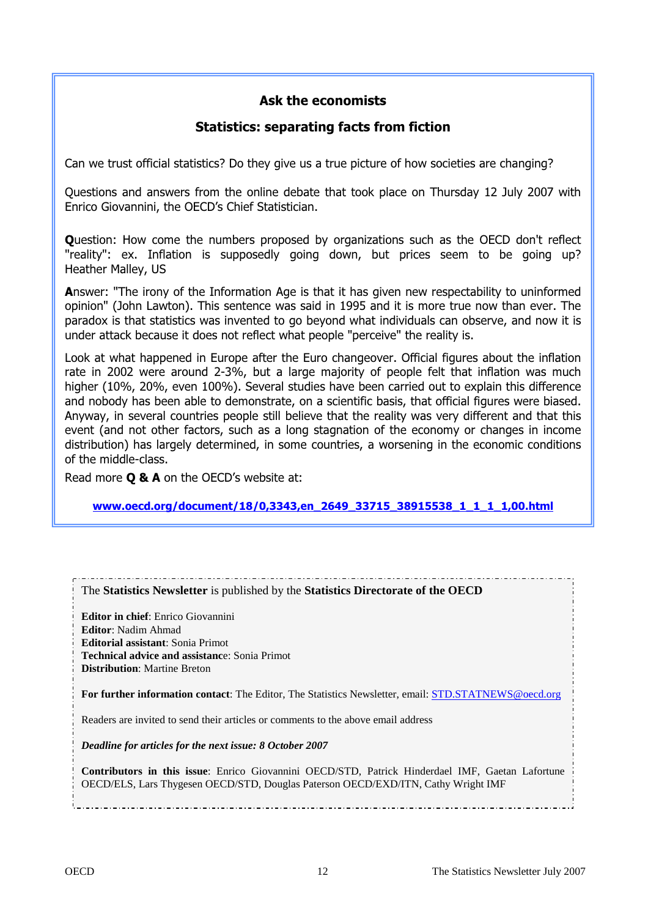## Ask the economists

## Statistics: separating facts from fiction

Can we trust official statistics? Do they give us a true picture of how societies are changing?

Questions and answers from the online debate that took place on Thursday 12 July 2007 with Enrico Giovannini, the OECD's Chief Statistician.

**Q**uestion: How come the numbers proposed by organizations such as the OECD don't reflect "reality": ex. Inflation is supposedly going down, but prices seem to be going up? Heather Malley, US

**A**nswer: "The irony of the Information Age is that it has given new respectability to uninformed opinion" (John Lawton). This sentence was said in 1995 and it is more true now than ever. The paradox is that statistics was invented to go beyond what individuals can observe, and now it is under attack because it does not reflect what people "perceive" the reality is.

Look at what happened in Europe after the Euro changeover. Official figures about the inflation rate in 2002 were around 2-3%, but a large majority of people felt that inflation was much higher (10%, 20%, even 100%). Several studies have been carried out to explain this difference and nobody has been able to demonstrate, on a scientific basis, that official figures were biased. Anyway, in several countries people still believe that the reality was very different and that this event (and not other factors, such as a long stagnation of the economy or changes in income distribution) has largely determined, in some countries, a worsening in the economic conditions of the middle-class.

Read more **Q & A** on the OECD's website at:

**www.oecd.org/document/18/0,3343,en_2649_33715_38915538_1_1_1_1,00.html**

---

The **Statistics Newsletter** is published by the **Statistics Directorate of the OECD**

**Editor in chief**: Enrico Giovannini
**Editor**: Nadim Ahmad
**Editorial assistant**: Sonia Primot
**Technical advice and assistance**: Sonia Primot
**Distribution**: Martine Breton

**For further information contact**: The Editor, The Statistics Newsletter, email: STD.STATNEWS@oecd.org

Readers are invited to send their articles or comments to the above email address

***Deadline for articles for the next issue: 8 October 2007***

**Contributors in this issue**: Enrico Giovannini OECD/STD, Patrick Hinderdael IMF, Gaetan Lafortune OECD/ELS, Lars Thygesen OECD/STD, Douglas Paterson OECD/EXD/ITN, Cathy Wright IMF